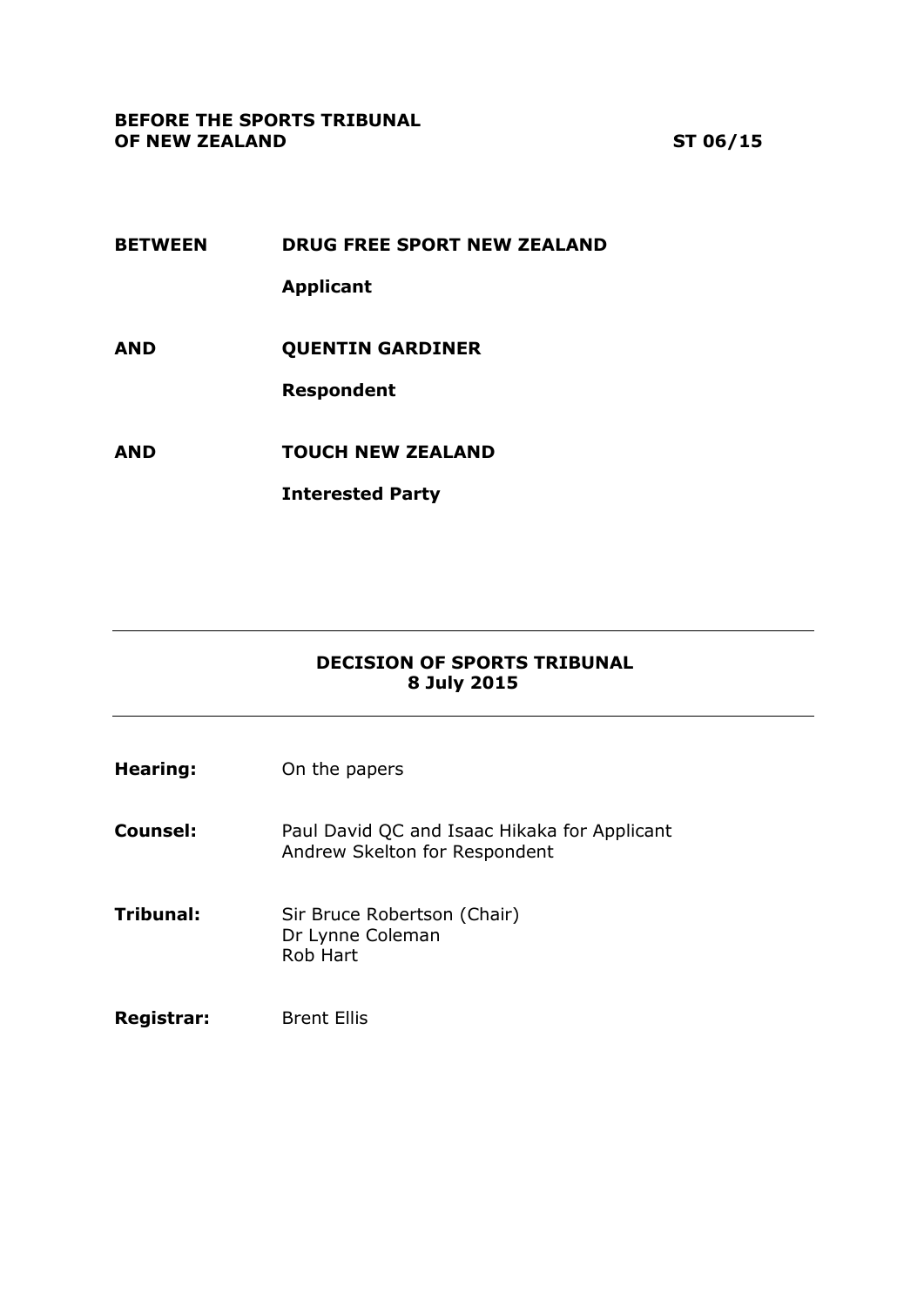**BEFORE THE SPORTS TRIBUNAL OF NEW ZEALAND** **ST 06/15**

**BETWEEN** **DRUG FREE SPORT NEW ZEALAND**

**Applicant**

**AND** **QUENTIN GARDINER**

**Respondent**

**AND** **TOUCH NEW ZEALAND**

**Interested Party**

---

**DECISION OF SPORTS TRIBUNAL**
**8 July 2015**

---

**Hearing:** On the papers

**Counsel:** Paul David QC and Isaac Hikaka for Applicant
Andrew Skelton for Respondent

**Tribunal:** Sir Bruce Robertson (Chair)
Dr Lynne Coleman
Rob Hart

**Registrar:** Brent Ellis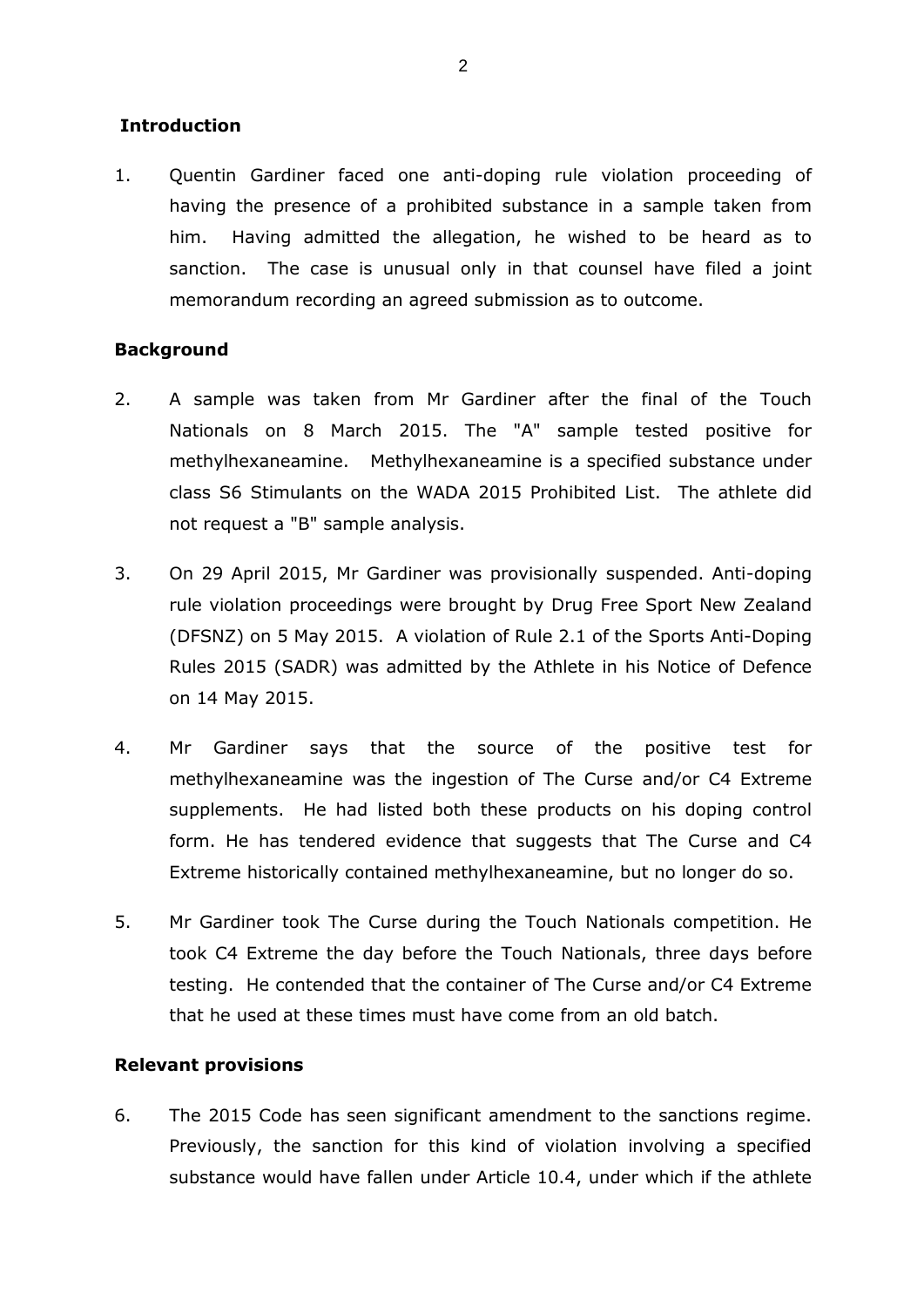## Introduction

1. Quentin Gardiner faced one anti-doping rule violation proceeding of having the presence of a prohibited substance in a sample taken from him. Having admitted the allegation, he wished to be heard as to sanction. The case is unusual only in that counsel have filed a joint memorandum recording an agreed submission as to outcome.

## Background

2. A sample was taken from Mr Gardiner after the final of the Touch Nationals on 8 March 2015. The "A" sample tested positive for methylhexaneamine. Methylhexaneamine is a specified substance under class S6 Stimulants on the WADA 2015 Prohibited List. The athlete did not request a "B" sample analysis.

3. On 29 April 2015, Mr Gardiner was provisionally suspended. Anti-doping rule violation proceedings were brought by Drug Free Sport New Zealand (DFSNZ) on 5 May 2015. A violation of Rule 2.1 of the Sports Anti-Doping Rules 2015 (SADR) was admitted by the Athlete in his Notice of Defence on 14 May 2015.

4. Mr Gardiner says that the source of the positive test for methylhexaneamine was the ingestion of The Curse and/or C4 Extreme supplements. He had listed both these products on his doping control form. He has tendered evidence that suggests that The Curse and C4 Extreme historically contained methylhexaneamine, but no longer do so.

5. Mr Gardiner took The Curse during the Touch Nationals competition. He took C4 Extreme the day before the Touch Nationals, three days before testing. He contended that the container of The Curse and/or C4 Extreme that he used at these times must have come from an old batch.

## Relevant provisions

6. The 2015 Code has seen significant amendment to the sanctions regime. Previously, the sanction for this kind of violation involving a specified substance would have fallen under Article 10.4, under which if the athlete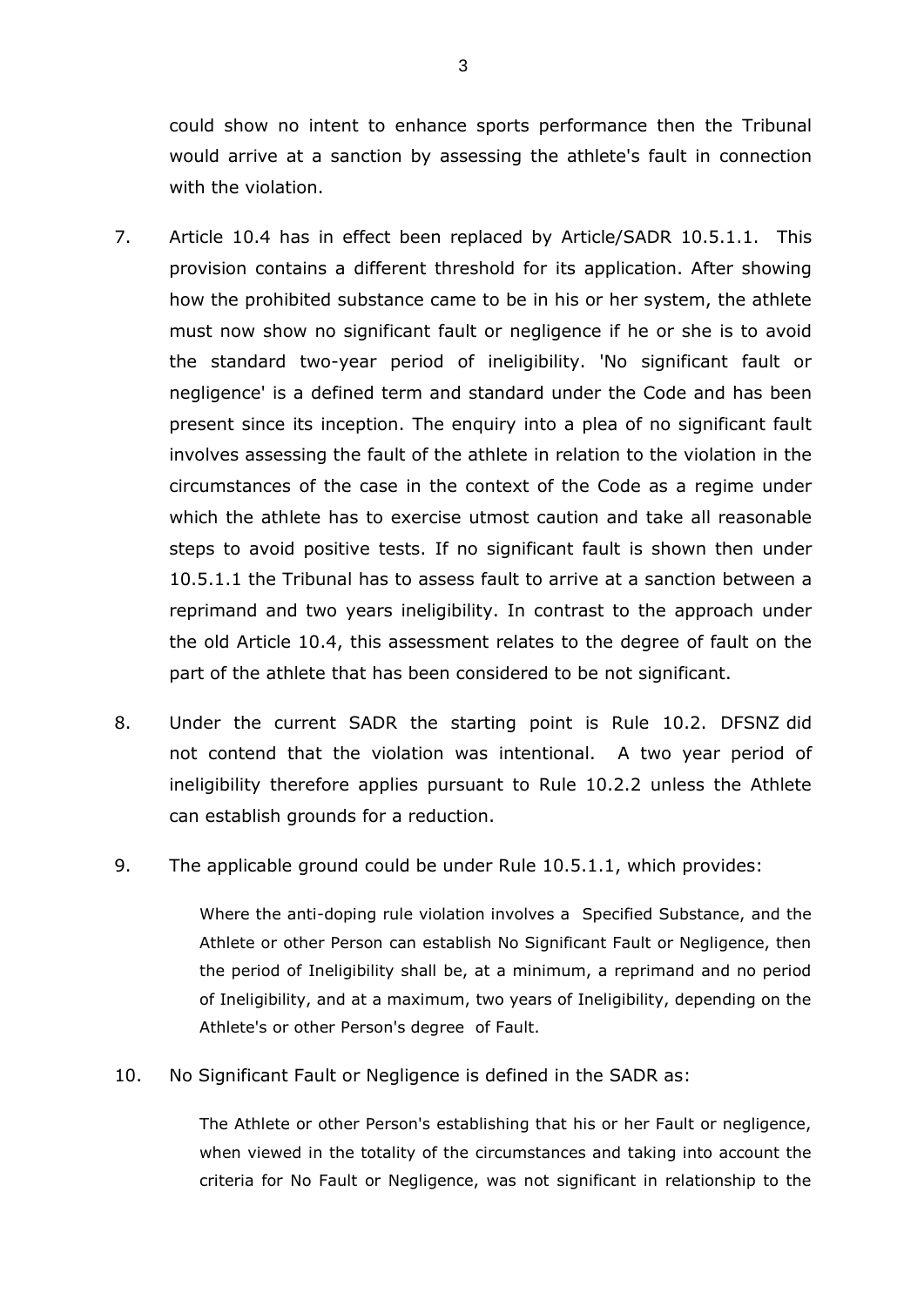could show no intent to enhance sports performance then the Tribunal would arrive at a sanction by assessing the athlete's fault in connection with the violation.

7. Article 10.4 has in effect been replaced by Article/SADR 10.5.1.1. This provision contains a different threshold for its application. After showing how the prohibited substance came to be in his or her system, the athlete must now show no significant fault or negligence if he or she is to avoid the standard two-year period of ineligibility. 'No significant fault or negligence' is a defined term and standard under the Code and has been present since its inception. The enquiry into a plea of no significant fault involves assessing the fault of the athlete in relation to the violation in the circumstances of the case in the context of the Code as a regime under which the athlete has to exercise utmost caution and take all reasonable steps to avoid positive tests. If no significant fault is shown then under 10.5.1.1 the Tribunal has to assess fault to arrive at a sanction between a reprimand and two years ineligibility. In contrast to the approach under the old Article 10.4, this assessment relates to the degree of fault on the part of the athlete that has been considered to be not significant.

8. Under the current SADR the starting point is Rule 10.2. DFSNZ did not contend that the violation was intentional. A two year period of ineligibility therefore applies pursuant to Rule 10.2.2 unless the Athlete can establish grounds for a reduction.

9. The applicable ground could be under Rule 10.5.1.1, which provides:

> Where the anti-doping rule violation involves a Specified Substance, and the Athlete or other Person can establish No Significant Fault or Negligence, then the period of Ineligibility shall be, at a minimum, a reprimand and no period of Ineligibility, and at a maximum, two years of Ineligibility, depending on the Athlete's or other Person's degree of Fault.

10. No Significant Fault or Negligence is defined in the SADR as:

> The Athlete or other Person's establishing that his or her Fault or negligence, when viewed in the totality of the circumstances and taking into account the criteria for No Fault or Negligence, was not significant in relationship to the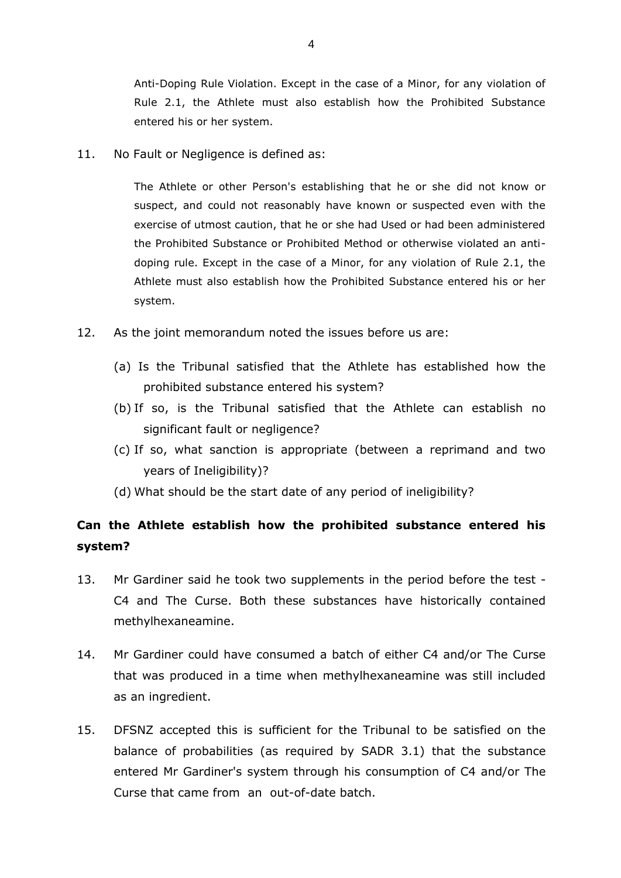> Anti-Doping Rule Violation. Except in the case of a Minor, for any violation of Rule 2.1, the Athlete must also establish how the Prohibited Substance entered his or her system.

11. No Fault or Negligence is defined as:

> The Athlete or other Person's establishing that he or she did not know or suspect, and could not reasonably have known or suspected even with the exercise of utmost caution, that he or she had Used or had been administered the Prohibited Substance or Prohibited Method or otherwise violated an anti-doping rule. Except in the case of a Minor, for any violation of Rule 2.1, the Athlete must also establish how the Prohibited Substance entered his or her system.

12. As the joint memorandum noted the issues before us are:

    (a) Is the Tribunal satisfied that the Athlete has established how the prohibited substance entered his system?

    (b) If so, is the Tribunal satisfied that the Athlete can establish no significant fault or negligence?

    (c) If so, what sanction is appropriate (between a reprimand and two years of Ineligibility)?

    (d) What should be the start date of any period of ineligibility?

**Can the Athlete establish how the prohibited substance entered his system?**

13. Mr Gardiner said he took two supplements in the period before the test - C4 and The Curse. Both these substances have historically contained methylhexaneamine.

14. Mr Gardiner could have consumed a batch of either C4 and/or The Curse that was produced in a time when methylhexaneamine was still included as an ingredient.

15. DFSNZ accepted this is sufficient for the Tribunal to be satisfied on the balance of probabilities (as required by SADR 3.1) that the substance entered Mr Gardiner's system through his consumption of C4 and/or The Curse that came from an out-of-date batch.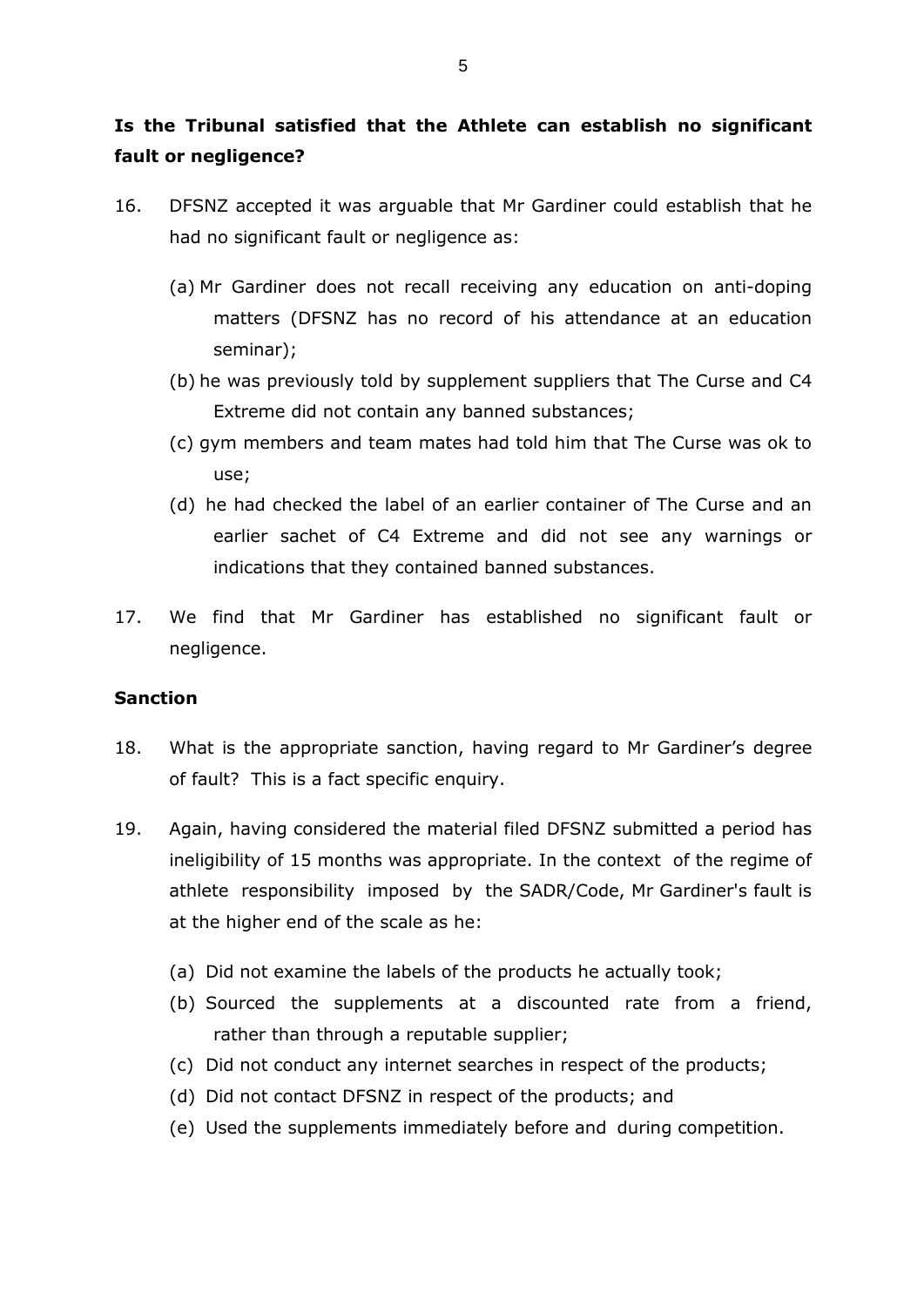**Is the Tribunal satisfied that the Athlete can establish no significant fault or negligence?**

16. DFSNZ accepted it was arguable that Mr Gardiner could establish that he had no significant fault or negligence as:

    (a) Mr Gardiner does not recall receiving any education on anti-doping matters (DFSNZ has no record of his attendance at an education seminar);

    (b) he was previously told by supplement suppliers that The Curse and C4 Extreme did not contain any banned substances;

    (c) gym members and team mates had told him that The Curse was ok to use;

    (d) he had checked the label of an earlier container of The Curse and an earlier sachet of C4 Extreme and did not see any warnings or indications that they contained banned substances.

17. We find that Mr Gardiner has established no significant fault or negligence.

**Sanction**

18. What is the appropriate sanction, having regard to Mr Gardiner's degree of fault? This is a fact specific enquiry.

19. Again, having considered the material filed DFSNZ submitted a period has ineligibility of 15 months was appropriate. In the context of the regime of athlete responsibility imposed by the SADR/Code, Mr Gardiner's fault is at the higher end of the scale as he:

    (a) Did not examine the labels of the products he actually took;

    (b) Sourced the supplements at a discounted rate from a friend, rather than through a reputable supplier;

    (c) Did not conduct any internet searches in respect of the products;

    (d) Did not contact DFSNZ in respect of the products; and

    (e) Used the supplements immediately before and during competition.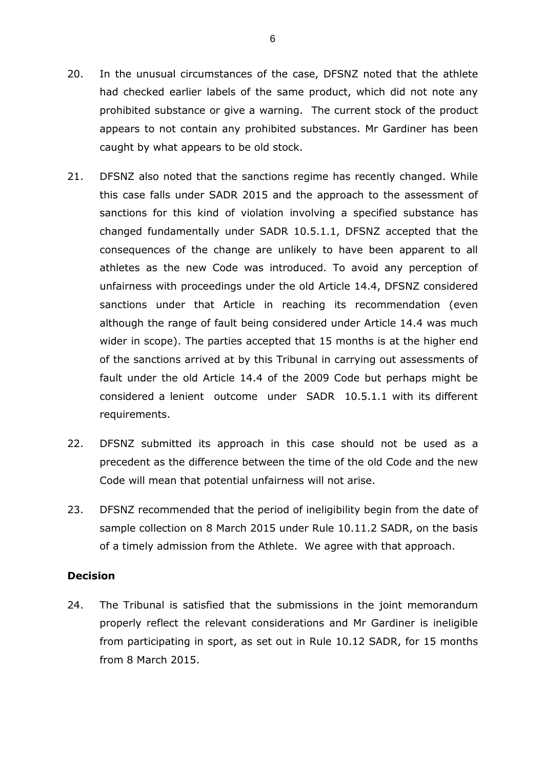20. In the unusual circumstances of the case, DFSNZ noted that the athlete had checked earlier labels of the same product, which did not note any prohibited substance or give a warning. The current stock of the product appears to not contain any prohibited substances. Mr Gardiner has been caught by what appears to be old stock.

21. DFSNZ also noted that the sanctions regime has recently changed. While this case falls under SADR 2015 and the approach to the assessment of sanctions for this kind of violation involving a specified substance has changed fundamentally under SADR 10.5.1.1, DFSNZ accepted that the consequences of the change are unlikely to have been apparent to all athletes as the new Code was introduced. To avoid any perception of unfairness with proceedings under the old Article 14.4, DFSNZ considered sanctions under that Article in reaching its recommendation (even although the range of fault being considered under Article 14.4 was much wider in scope). The parties accepted that 15 months is at the higher end of the sanctions arrived at by this Tribunal in carrying out assessments of fault under the old Article 14.4 of the 2009 Code but perhaps might be considered a lenient outcome under SADR 10.5.1.1 with its different requirements.

22. DFSNZ submitted its approach in this case should not be used as a precedent as the difference between the time of the old Code and the new Code will mean that potential unfairness will not arise.

23. DFSNZ recommended that the period of ineligibility begin from the date of sample collection on 8 March 2015 under Rule 10.11.2 SADR, on the basis of a timely admission from the Athlete. We agree with that approach.

**Decision**

24. The Tribunal is satisfied that the submissions in the joint memorandum properly reflect the relevant considerations and Mr Gardiner is ineligible from participating in sport, as set out in Rule 10.12 SADR, for 15 months from 8 March 2015.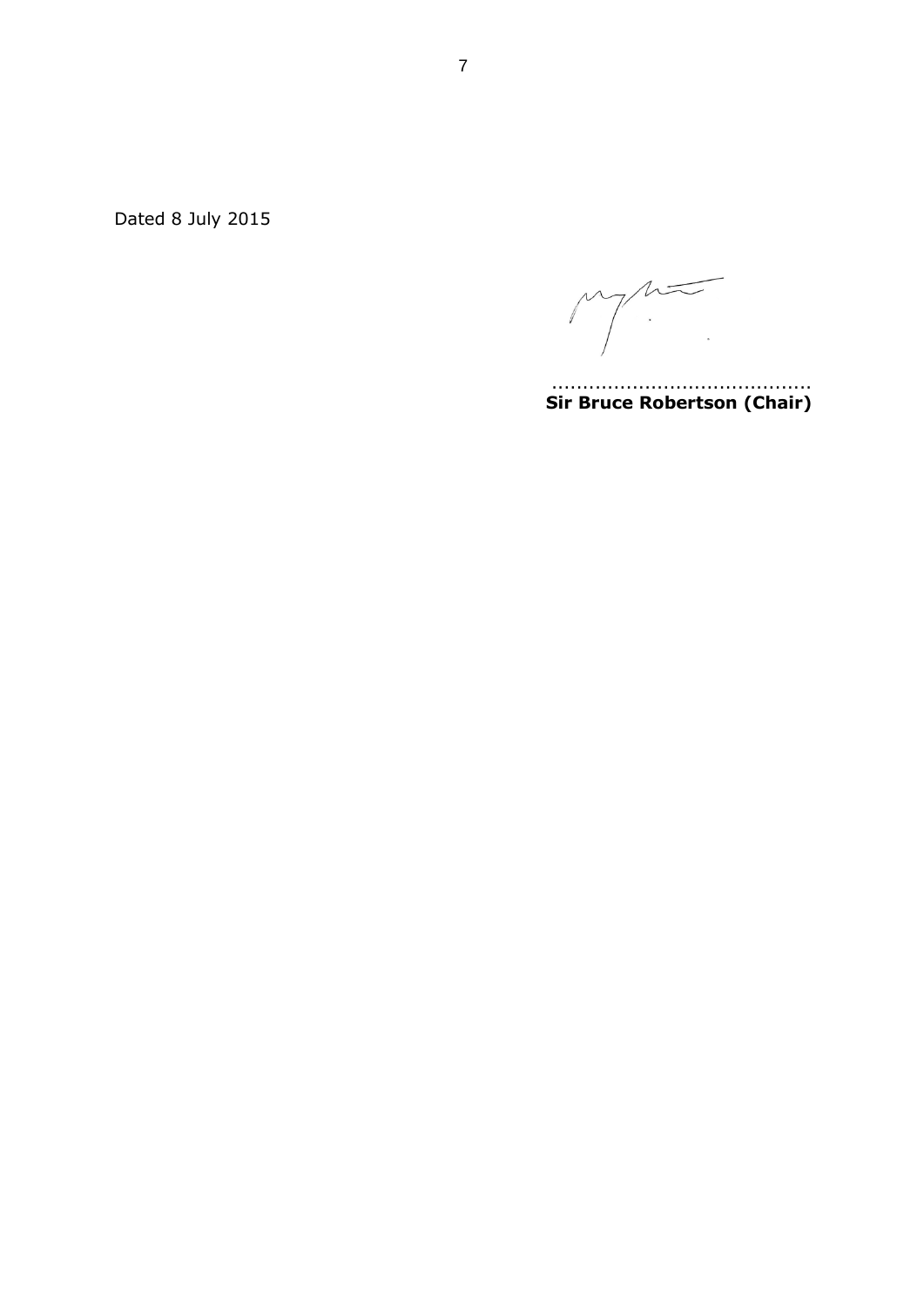Dated 8 July 2015

.............................................

**Sir Bruce Robertson (Chair)**